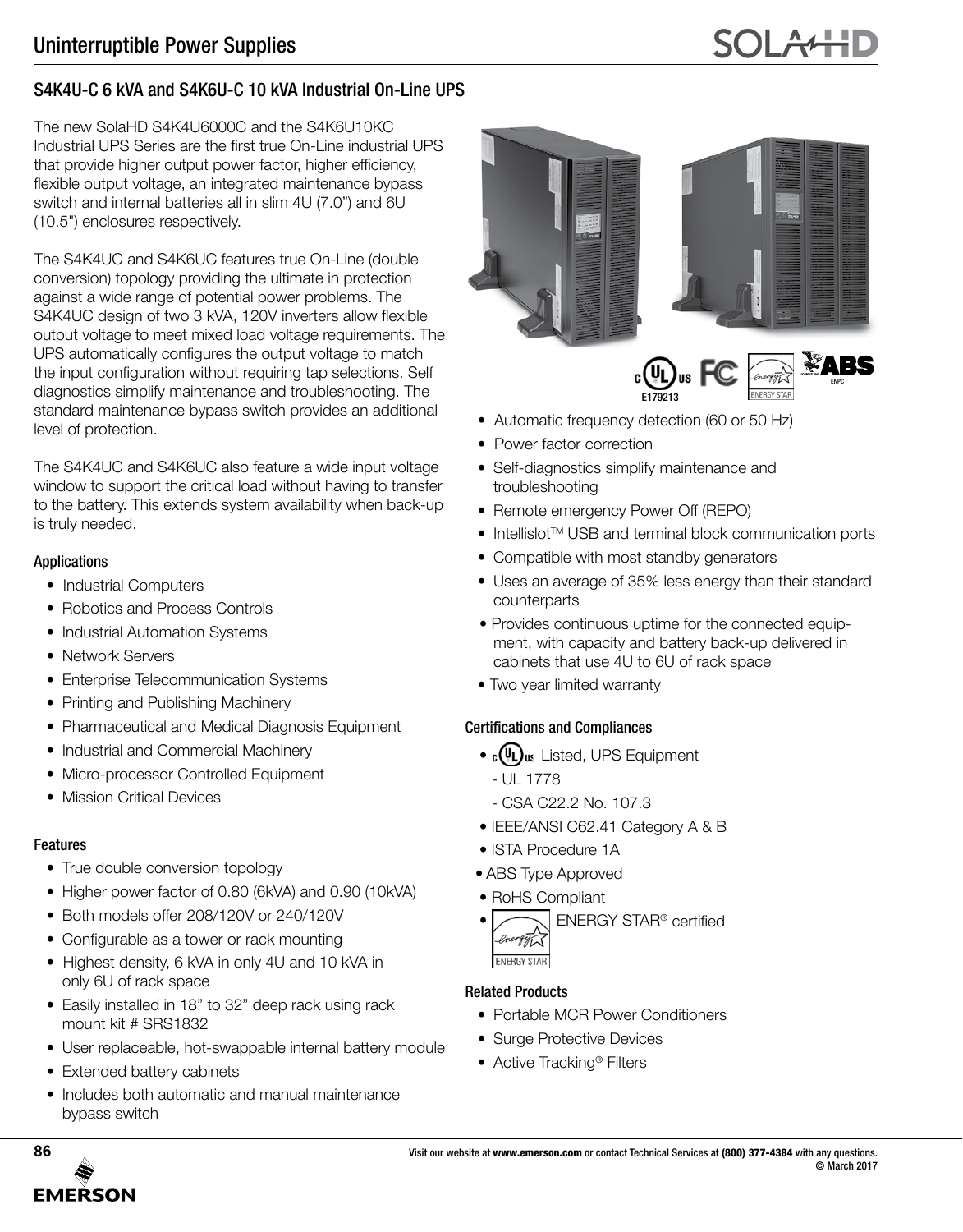# Uninterruptible Power Supplies

## S4K4U-C 6 kVA and S4K6U-C 10 kVA Industrial On-Line UPS

The new SolaHD S4K4U6000C and the S4K6U10KC Industrial UPS Series are the first true On-Line industrial UPS that provide higher output power factor, higher efficiency, flexible output voltage, an integrated maintenance bypass switch and internal batteries all in slim 4U (7.0") and 6U (10.5") enclosures respectively.

The S4K4UC and S4K6UC features true On-Line (double conversion) topology providing the ultimate in protection against a wide range of potential power problems. The S4K4UC design of two 3 kVA, 120V inverters allow flexible output voltage to meet mixed load voltage requirements. The UPS automatically configures the output voltage to match the input configuration without requiring tap selections. Self diagnostics simplify maintenance and troubleshooting. The standard maintenance bypass switch provides an additional level of protection.

The S4K4UC and S4K6UC also feature a wide input voltage window to support the critical load without having to transfer to the battery. This extends system availability when back-up is truly needed.

### Applications

- Industrial Computers
- Robotics and Process Controls
- Industrial Automation Systems
- Network Servers
- Enterprise Telecommunication Systems
- Printing and Publishing Machinery
- Pharmaceutical and Medical Diagnosis Equipment
- Industrial and Commercial Machinery
- Micro-processor Controlled Equipment
- Mission Critical Devices

### Features

- True double conversion topology
- Higher power factor of 0.80 (6kVA) and 0.90 (10kVA)
- Both models offer 208/120V or 240/120V
- Configurable as a tower or rack mounting
- Highest density, 6 kVA in only 4U and 10 kVA in only 6U of rack space
- Easily installed in 18" to 32" deep rack using rack mount kit # SRS1832
- User replaceable, hot-swappable internal battery module
- Extended battery cabinets
- Includes both automatic and manual maintenance bypass switch
- Automatic frequency detection (60 or 50 Hz)
- Power factor correction
- Self-diagnostics simplify maintenance and troubleshooting
- Remote emergency Power Off (REPO)
- Intellislot™ USB and terminal block communication ports
- Compatible with most standby generators
- Uses an average of 35% less energy than their standard counterparts
- Provides continuous uptime for the connected equipment, with capacity and battery back-up delivered in cabinets that use 4U to 6U of rack space
- Two year limited warranty

E179213

### Certifications and Compliances

- cULus Listed, UPS Equipment
  - UL 1778
  - CSA C22.2 No. 107.3
- IEEE/ANSI C62.41 Category A & B
- ISTA Procedure 1A
- ABS Type Approved
- RoHS Compliant
- ENERGY STAR® certified

### Related Products

- Portable MCR Power Conditioners
- Surge Protective Devices
- Active Tracking® Filters

Visit our website at **www.emerson.com** or contact Technical Services at **(800) 377-4384** with any questions.
© March 2017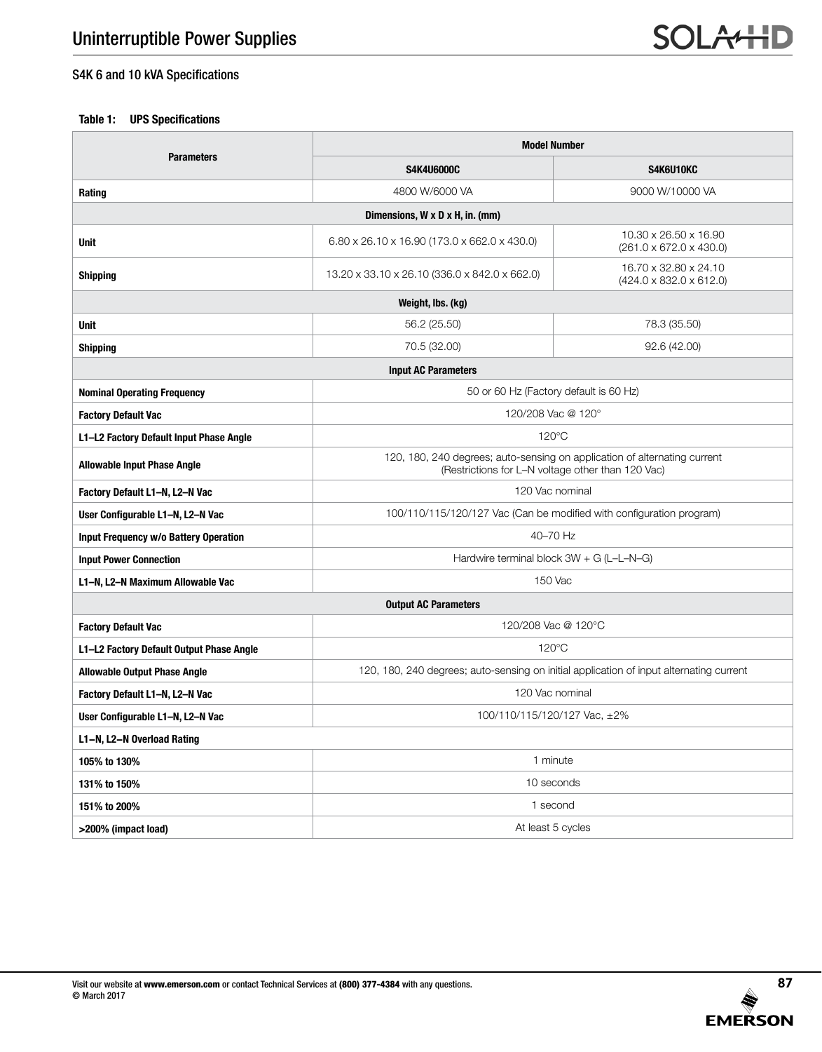## S4K 6 and 10 kVA Specifications

**Table 1: UPS Specifications**

| Parameters | Model Number | |
|---|---|---|
| | **S4K4U6000C** | **S4K6U10KC** |
| **Rating** | 4800 W/6000 VA | 9000 W/10000 VA |
| **Dimensions, W x D x H, in. (mm)** | | |
| **Unit** | 6.80 x 26.10 x 16.90 (173.0 x 662.0 x 430.0) | 10.30 x 26.50 x 16.90 (261.0 x 672.0 x 430.0) |
| **Shipping** | 13.20 x 33.10 x 26.10 (336.0 x 842.0 x 662.0) | 16.70 x 32.80 x 24.10 (424.0 x 832.0 x 612.0) |
| **Weight, lbs. (kg)** | | |
| **Unit** | 56.2 (25.50) | 78.3 (35.50) |
| **Shipping** | 70.5 (32.00) | 92.6 (42.00) |
| **Input AC Parameters** | | |
| **Nominal Operating Frequency** | 50 or 60 Hz (Factory default is 60 Hz) | |
| **Factory Default Vac** | 120/208 Vac @ 120° | |
| **L1–L2 Factory Default Input Phase Angle** | 120°C | |
| **Allowable Input Phase Angle** | 120, 180, 240 degrees; auto-sensing on application of alternating current (Restrictions for L–N voltage other than 120 Vac) | |
| **Factory Default L1–N, L2–N Vac** | 120 Vac nominal | |
| **User Configurable L1–N, L2–N Vac** | 100/110/115/120/127 Vac (Can be modified with configuration program) | |
| **Input Frequency w/o Battery Operation** | 40–70 Hz | |
| **Input Power Connection** | Hardwire terminal block 3W + G (L–L–N–G) | |
| **L1–N, L2–N Maximum Allowable Vac** | 150 Vac | |
| **Output AC Parameters** | | |
| **Factory Default Vac** | 120/208 Vac @ 120°C | |
| **L1–L2 Factory Default Output Phase Angle** | 120°C | |
| **Allowable Output Phase Angle** | 120, 180, 240 degrees; auto-sensing on initial application of input alternating current | |
| **Factory Default L1–N, L2–N Vac** | 120 Vac nominal | |
| **User Configurable L1–N, L2–N Vac** | 100/110/115/120/127 Vac, ±2% | |
| **L1–N, L2–N Overload Rating** | | |
| **105% to 130%** | 1 minute | |
| **131% to 150%** | 10 seconds | |
| **151% to 200%** | 1 second | |
| **>200% (impact load)** | At least 5 cycles | |

Visit our website at **www.emerson.com** or contact Technical Services at **(800) 377-4384** with any questions.
© March 2017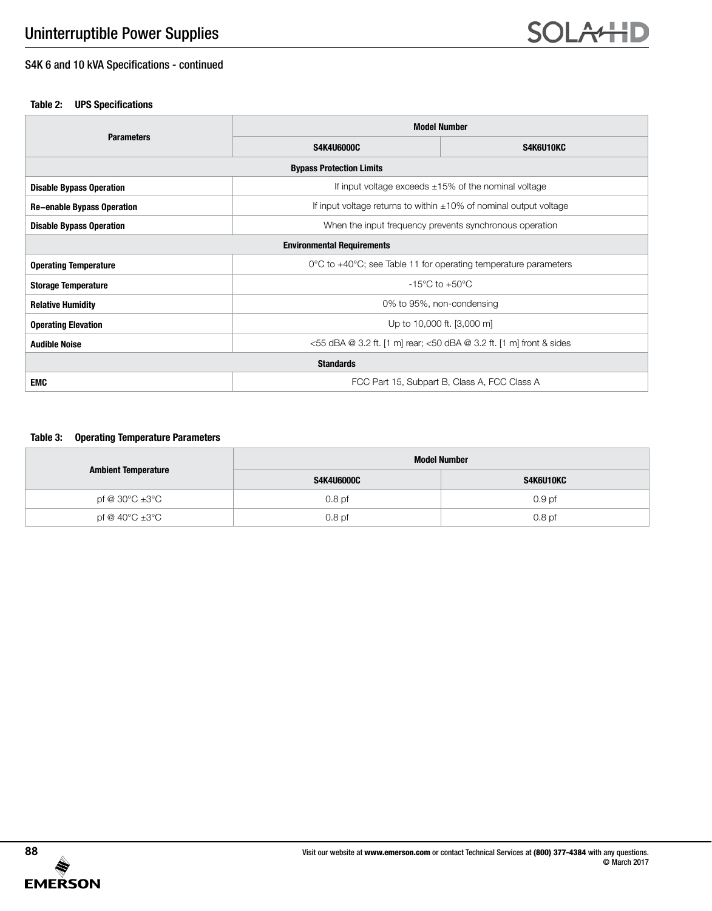## S4K 6 and 10 kVA Specifications - continued

**Table 2: UPS Specifications**

| Parameters | Model Number | |
|---|---|---|
| | **S4K4U6000C** | **S4K6U10KC** |
| **Bypass Protection Limits** | | |
| **Disable Bypass Operation** | If input voltage exceeds ±15% of the nominal voltage | |
| **Re−enable Bypass Operation** | If input voltage returns to within ±10% of nominal output voltage | |
| **Disable Bypass Operation** | When the input frequency prevents synchronous operation | |
| **Environmental Requirements** | | |
| **Operating Temperature** | 0°C to +40°C; see Table 11 for operating temperature parameters | |
| **Storage Temperature** | -15°C to +50°C | |
| **Relative Humidity** | 0% to 95%, non-condensing | |
| **Operating Elevation** | Up to 10,000 ft. [3,000 m] | |
| **Audible Noise** | <55 dBA @ 3.2 ft. [1 m] rear; <50 dBA @ 3.2 ft. [1 m] front & sides | |
| **Standards** | | |
| **EMC** | FCC Part 15, Subpart B, Class A, FCC Class A | |

**Table 3: Operating Temperature Parameters**

| Ambient Temperature | Model Number | |
|---|---|---|
| | **S4K4U6000C** | **S4K6U10KC** |
| pf @ 30°C ±3°C | 0.8 pf | 0.9 pf |
| pf @ 40°C ±3°C | 0.8 pf | 0.8 pf |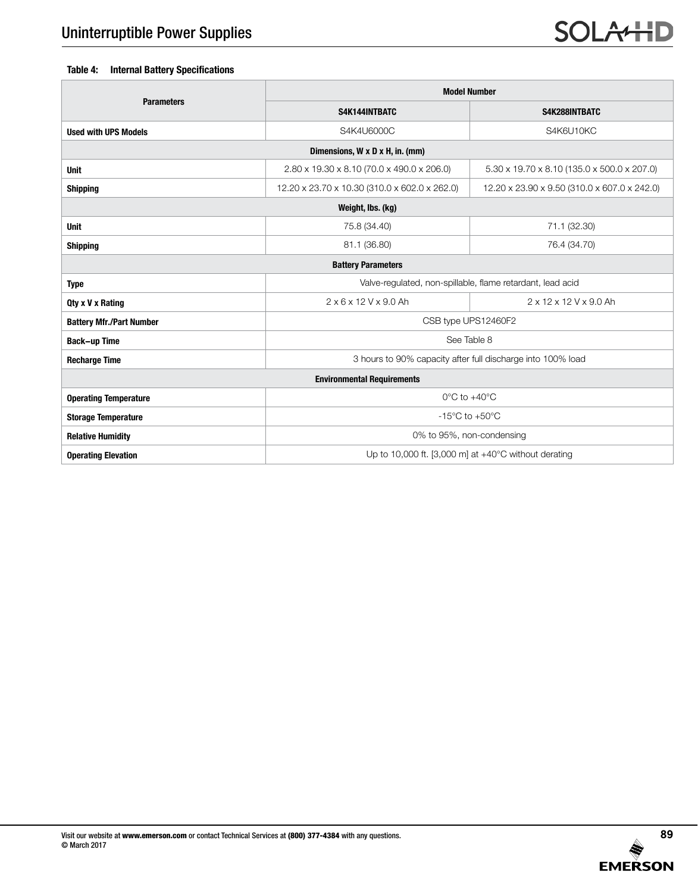**Table 4: Internal Battery Specifications**

| Parameters | Model Number | |
|---|---|---|
| | **S4K144INTBATC** | **S4K288INTBATC** |
| **Used with UPS Models** | S4K4U6000C | S4K6U10KC |
| **Dimensions, W x D x H, in. (mm)** | | |
| **Unit** | 2.80 x 19.30 x 8.10 (70.0 x 490.0 x 206.0) | 5.30 x 19.70 x 8.10 (135.0 x 500.0 x 207.0) |
| **Shipping** | 12.20 x 23.70 x 10.30 (310.0 x 602.0 x 262.0) | 12.20 x 23.90 x 9.50 (310.0 x 607.0 x 242.0) |
| **Weight, lbs. (kg)** | | |
| **Unit** | 75.8 (34.40) | 71.1 (32.30) |
| **Shipping** | 81.1 (36.80) | 76.4 (34.70) |
| **Battery Parameters** | | |
| **Type** | Valve-regulated, non-spillable, flame retardant, lead acid | |
| **Qty x V x Rating** | 2 x 6 x 12 V x 9.0 Ah | 2 x 12 x 12 V x 9.0 Ah |
| **Battery Mfr./Part Number** | CSB type UPS12460F2 | |
| **Back–up Time** | See Table 8 | |
| **Recharge Time** | 3 hours to 90% capacity after full discharge into 100% load | |
| **Environmental Requirements** | | |
| **Operating Temperature** | 0°C to +40°C | |
| **Storage Temperature** | -15°C to +50°C | |
| **Relative Humidity** | 0% to 95%, non-condensing | |
| **Operating Elevation** | Up to 10,000 ft. [3,000 m] at +40°C without derating | |

Visit our website at **www.emerson.com** or contact Technical Services at **(800) 377-4384** with any questions.
© March 2017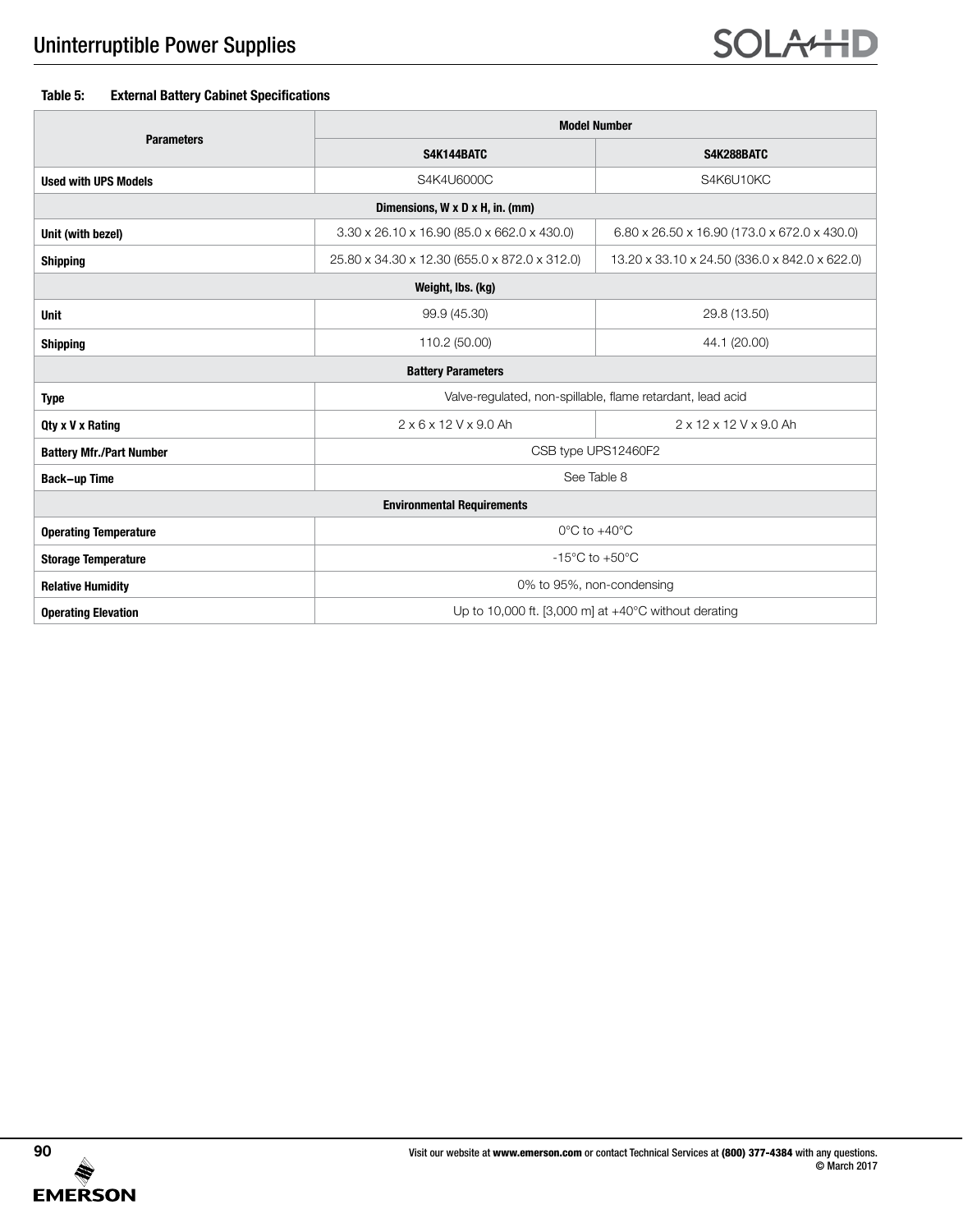**Table 5: External Battery Cabinet Specifications**

| Parameters | Model Number | |
|---|---|---|
| | **S4K144BATC** | **S4K288BATC** |
| **Used with UPS Models** | S4K4U6000C | S4K6U10KC |
| **Dimensions, W x D x H, in. (mm)** | | |
| **Unit (with bezel)** | 3.30 x 26.10 x 16.90 (85.0 x 662.0 x 430.0) | 6.80 x 26.50 x 16.90 (173.0 x 672.0 x 430.0) |
| **Shipping** | 25.80 x 34.30 x 12.30 (655.0 x 872.0 x 312.0) | 13.20 x 33.10 x 24.50 (336.0 x 842.0 x 622.0) |
| **Weight, lbs. (kg)** | | |
| **Unit** | 99.9 (45.30) | 29.8 (13.50) |
| **Shipping** | 110.2 (50.00) | 44.1 (20.00) |
| **Battery Parameters** | | |
| **Type** | Valve-regulated, non-spillable, flame retardant, lead acid | |
| **Qty x V x Rating** | 2 x 6 x 12 V x 9.0 Ah | 2 x 12 x 12 V x 9.0 Ah |
| **Battery Mfr./Part Number** | CSB type UPS12460F2 | |
| **Back–up Time** | See Table 8 | |
| **Environmental Requirements** | | |
| **Operating Temperature** | 0°C to +40°C | |
| **Storage Temperature** | -15°C to +50°C | |
| **Relative Humidity** | 0% to 95%, non-condensing | |
| **Operating Elevation** | Up to 10,000 ft. [3,000 m] at +40°C without derating | |

Visit our website at **www.emerson.com** or contact Technical Services at **(800) 377-4384** with any questions.
© March 2017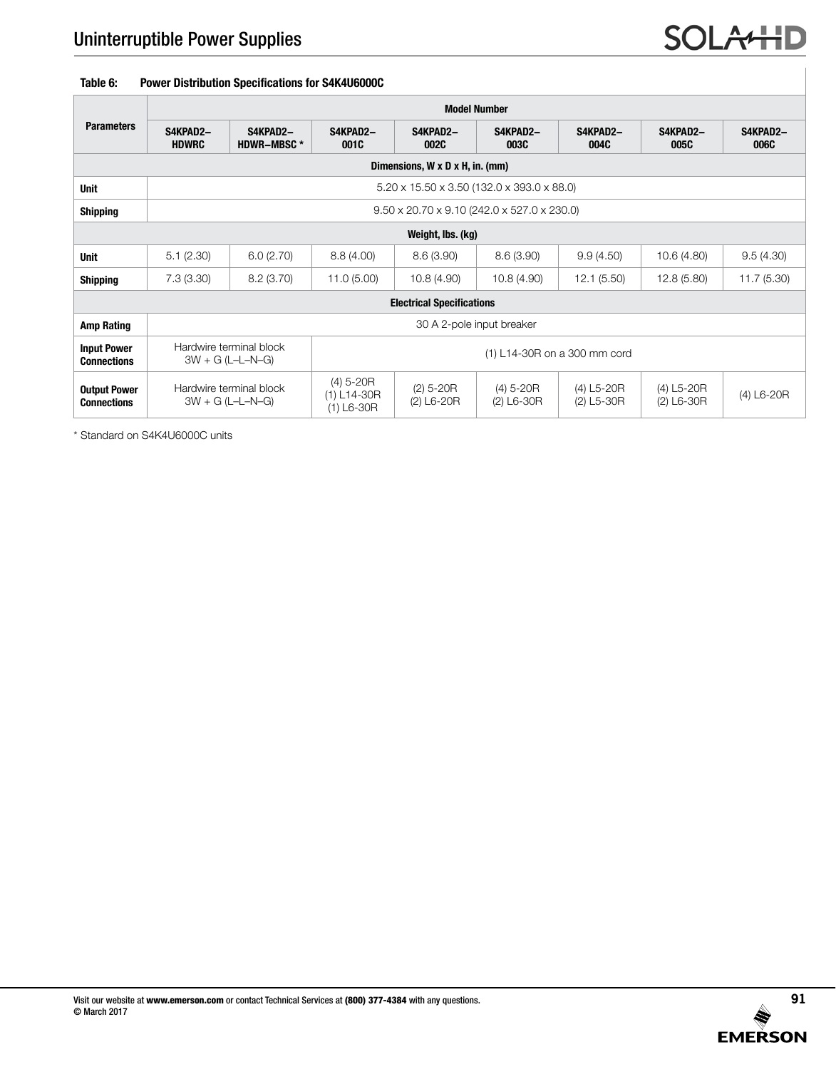**Table 6: Power Distribution Specifications for S4K4U6000C**

| Parameters | Model Number | | | | | | | |
|---|---|---|---|---|---|---|---|---|
| | S4KPAD2–HDWRC | S4KPAD2–HDWR–MBSC * | S4KPAD2–001C | S4KPAD2–002C | S4KPAD2–003C | S4KPAD2–004C | S4KPAD2–005C | S4KPAD2–006C |
| **Dimensions, W x D x H, in. (mm)** | | | | | | | | |
| **Unit** | 5.20 x 15.50 x 3.50 (132.0 x 393.0 x 88.0) | | | | | | | |
| **Shipping** | 9.50 x 20.70 x 9.10 (242.0 x 527.0 x 230.0) | | | | | | | |
| **Weight, lbs. (kg)** | | | | | | | | |
| **Unit** | 5.1 (2.30) | 6.0 (2.70) | 8.8 (4.00) | 8.6 (3.90) | 8.6 (3.90) | 9.9 (4.50) | 10.6 (4.80) | 9.5 (4.30) |
| **Shipping** | 7.3 (3.30) | 8.2 (3.70) | 11.0 (5.00) | 10.8 (4.90) | 10.8 (4.90) | 12.1 (5.50) | 12.8 (5.80) | 11.7 (5.30) |
| **Electrical Specifications** | | | | | | | | |
| **Amp Rating** | 30 A 2-pole input breaker | | | | | | | |
| **Input Power Connections** | Hardwire terminal block 3W + G (L–L–N–G) | | (1) L14-30R on a 300 mm cord | | | | | |
| **Output Power Connections** | Hardwire terminal block 3W + G (L–L–N–G) | | (4) 5-20R (1) L14-30R (1) L6-30R | (2) 5-20R (2) L6-20R | (4) 5-20R (2) L6-30R | (4) L5-20R (2) L5-30R | (4) L5-20R (2) L6-30R | (4) L6-20R |

* Standard on S4K4U6000C units

Visit our website at **www.emerson.com** or contact Technical Services at **(800) 377-4384** with any questions.
© March 2017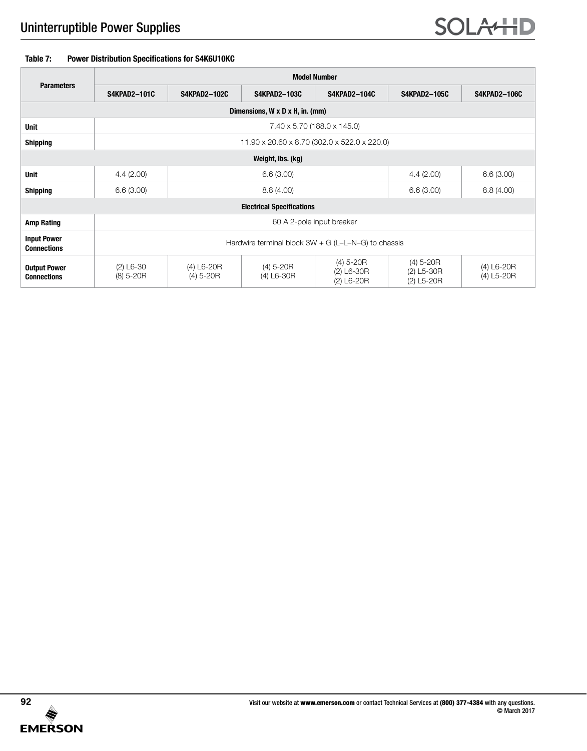**Table 7: Power Distribution Specifications for S4K6U10KC**

| Parameters | Model Number | | | | | |
|---|---|---|---|---|---|---|
| | S4KPAD2–101C | S4KPAD2–102C | S4KPAD2–103C | S4KPAD2–104C | S4KPAD2–105C | S4KPAD2–106C |
| **Dimensions, W x D x H, in. (mm)** | | | | | | |
| **Unit** | 7.40 x 5.70 (188.0 x 145.0) | | | | | |
| **Shipping** | 11.90 x 20.60 x 8.70 (302.0 x 522.0 x 220.0) | | | | | |
| **Weight, lbs. (kg)** | | | | | | |
| **Unit** | 4.4 (2.00) | 6.6 (3.00) | | | 4.4 (2.00) | 6.6 (3.00) |
| **Shipping** | 6.6 (3.00) | 8.8 (4.00) | | | 6.6 (3.00) | 8.8 (4.00) |
| **Electrical Specifications** | | | | | | |
| **Amp Rating** | 60 A 2-pole input breaker | | | | | |
| **Input Power Connections** | Hardwire terminal block 3W + G (L–L–N–G) to chassis | | | | | |
| **Output Power Connections** | (2) L6-30<br>(8) 5-20R | (4) L6-20R<br>(4) 5-20R | (4) 5-20R<br>(4) L6-30R | (4) 5-20R<br>(2) L6-30R<br>(2) L6-20R | (4) 5-20R<br>(2) L5-30R<br>(2) L5-20R | (4) L6-20R<br>(4) L5-20R |

Visit our website at **www.emerson.com** or contact Technical Services at **(800) 377-4384** with any questions.
© March 2017